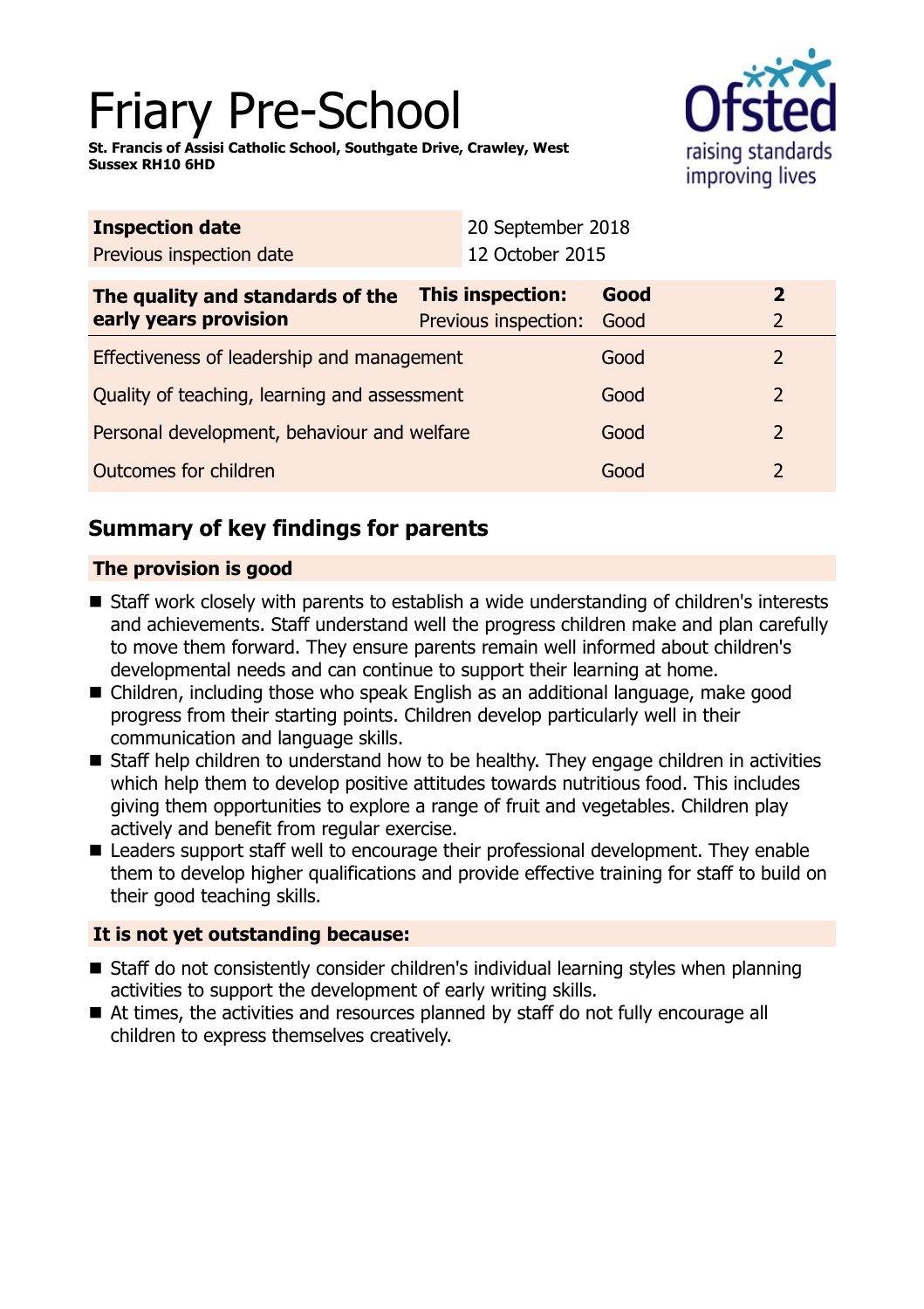# Friary Pre-School

**St. Francis of Assisi Catholic School, Southgate Drive, Crawley, West Sussex RH10 6HD**

| **Inspection date** | 20 September 2018 |
|---|---|
| Previous inspection date | 12 October 2015 |

| **The quality and standards of the early years provision** | **This inspection:** | **Good** | **2** |
|---|---|---|---|
| | Previous inspection: | Good | 2 |
| Effectiveness of leadership and management | | Good | 2 |
| Quality of teaching, learning and assessment | | Good | 2 |
| Personal development, behaviour and welfare | | Good | 2 |
| Outcomes for children | | Good | 2 |

## Summary of key findings for parents

### The provision is good

- Staff work closely with parents to establish a wide understanding of children's interests and achievements. Staff understand well the progress children make and plan carefully to move them forward. They ensure parents remain well informed about children's developmental needs and can continue to support their learning at home.
- Children, including those who speak English as an additional language, make good progress from their starting points. Children develop particularly well in their communication and language skills.
- Staff help children to understand how to be healthy. They engage children in activities which help them to develop positive attitudes towards nutritious food. This includes giving them opportunities to explore a range of fruit and vegetables. Children play actively and benefit from regular exercise.
- Leaders support staff well to encourage their professional development. They enable them to develop higher qualifications and provide effective training for staff to build on their good teaching skills.

### It is not yet outstanding because:

- Staff do not consistently consider children's individual learning styles when planning activities to support the development of early writing skills.
- At times, the activities and resources planned by staff do not fully encourage all children to express themselves creatively.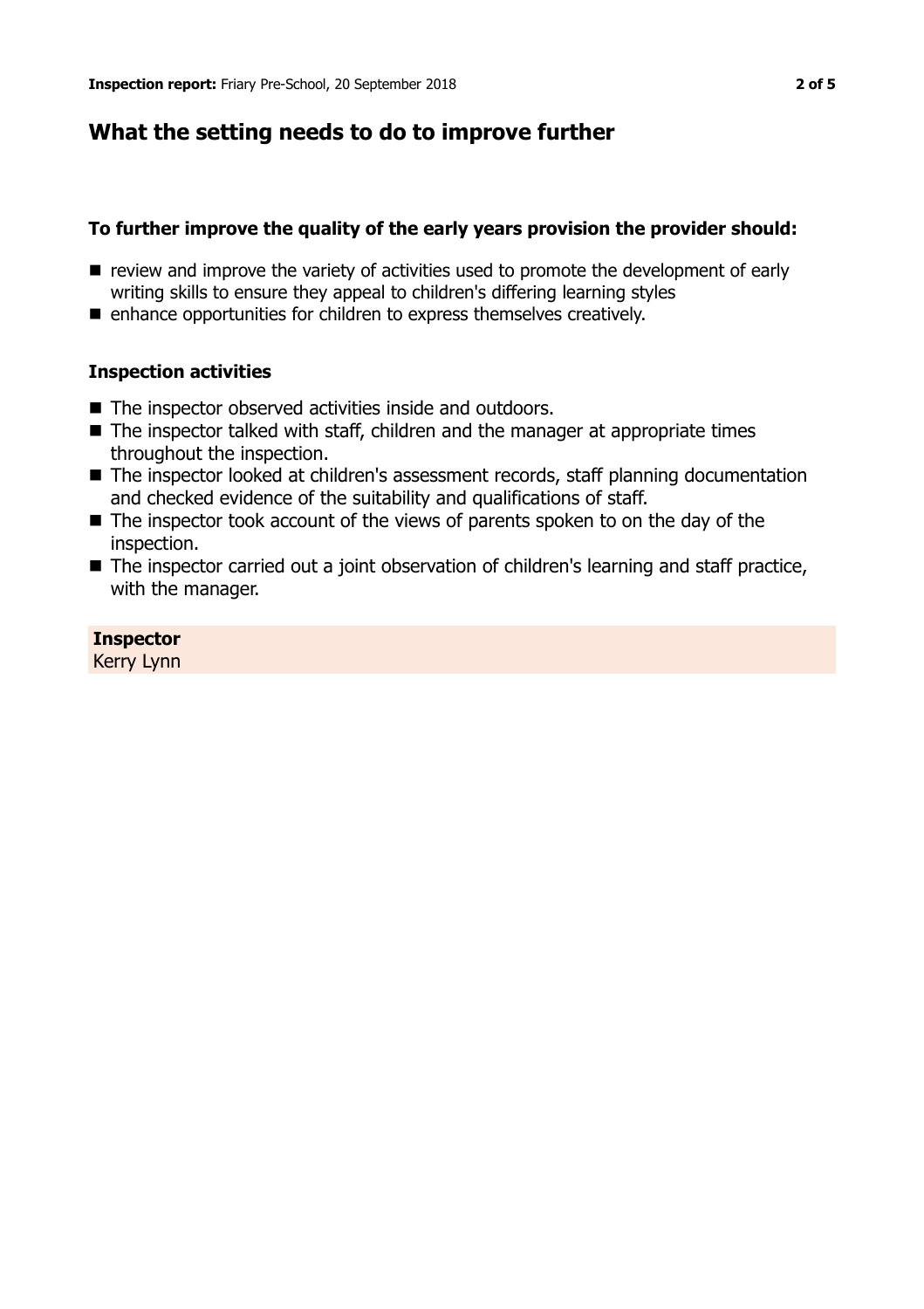## What the setting needs to do to improve further

### To further improve the quality of the early years provision the provider should:

- review and improve the variety of activities used to promote the development of early writing skills to ensure they appeal to children's differing learning styles
- enhance opportunities for children to express themselves creatively.

### Inspection activities

- The inspector observed activities inside and outdoors.
- The inspector talked with staff, children and the manager at appropriate times throughout the inspection.
- The inspector looked at children's assessment records, staff planning documentation and checked evidence of the suitability and qualifications of staff.
- The inspector took account of the views of parents spoken to on the day of the inspection.
- The inspector carried out a joint observation of children's learning and staff practice, with the manager.

**Inspector**
Kerry Lynn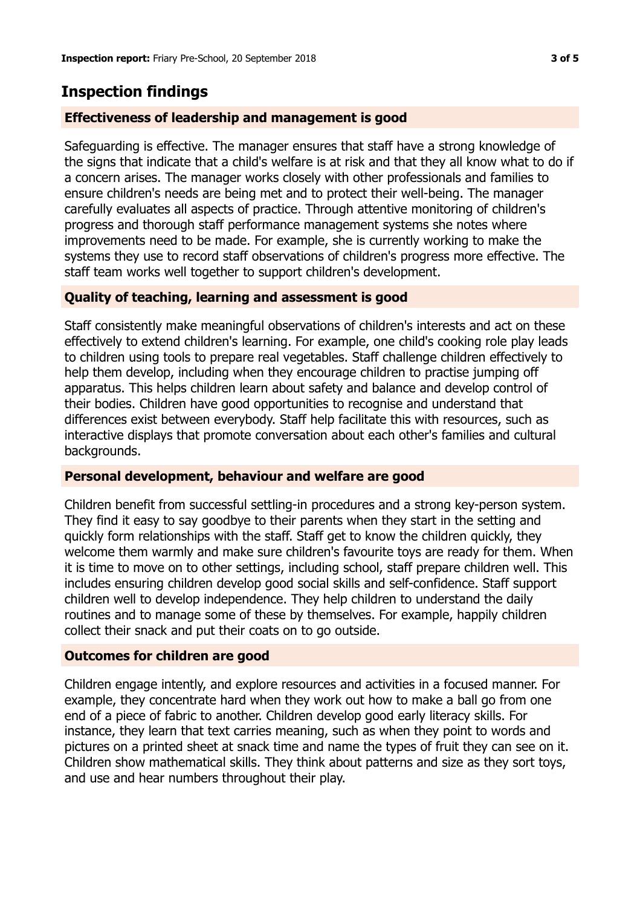## Inspection findings

### Effectiveness of leadership and management is good

Safeguarding is effective. The manager ensures that staff have a strong knowledge of the signs that indicate that a child's welfare is at risk and that they all know what to do if a concern arises. The manager works closely with other professionals and families to ensure children's needs are being met and to protect their well-being. The manager carefully evaluates all aspects of practice. Through attentive monitoring of children's progress and thorough staff performance management systems she notes where improvements need to be made. For example, she is currently working to make the systems they use to record staff observations of children's progress more effective. The staff team works well together to support children's development.

### Quality of teaching, learning and assessment is good

Staff consistently make meaningful observations of children's interests and act on these effectively to extend children's learning. For example, one child's cooking role play leads to children using tools to prepare real vegetables. Staff challenge children effectively to help them develop, including when they encourage children to practise jumping off apparatus. This helps children learn about safety and balance and develop control of their bodies. Children have good opportunities to recognise and understand that differences exist between everybody. Staff help facilitate this with resources, such as interactive displays that promote conversation about each other's families and cultural backgrounds.

### Personal development, behaviour and welfare are good

Children benefit from successful settling-in procedures and a strong key-person system. They find it easy to say goodbye to their parents when they start in the setting and quickly form relationships with the staff. Staff get to know the children quickly, they welcome them warmly and make sure children's favourite toys are ready for them. When it is time to move on to other settings, including school, staff prepare children well. This includes ensuring children develop good social skills and self-confidence. Staff support children well to develop independence. They help children to understand the daily routines and to manage some of these by themselves. For example, happily children collect their snack and put their coats on to go outside.

### Outcomes for children are good

Children engage intently, and explore resources and activities in a focused manner. For example, they concentrate hard when they work out how to make a ball go from one end of a piece of fabric to another. Children develop good early literacy skills. For instance, they learn that text carries meaning, such as when they point to words and pictures on a printed sheet at snack time and name the types of fruit they can see on it. Children show mathematical skills. They think about patterns and size as they sort toys, and use and hear numbers throughout their play.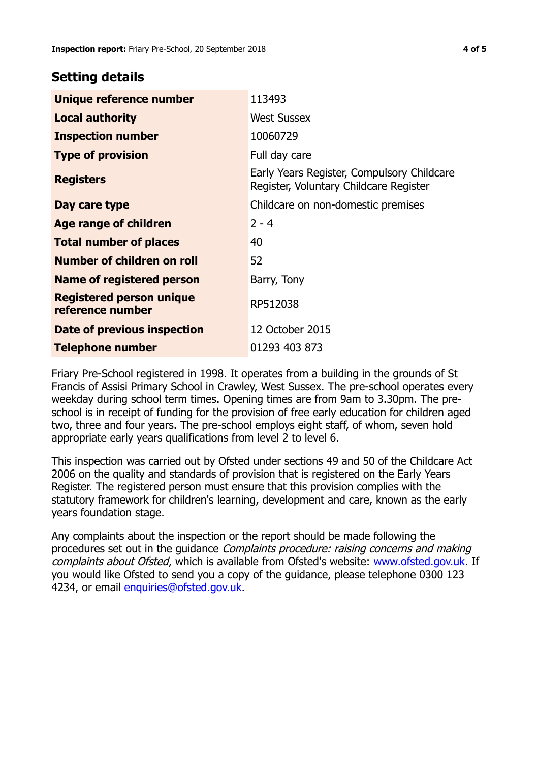## Setting details

| | |
|---|---|
| **Unique reference number** | 113493 |
| **Local authority** | West Sussex |
| **Inspection number** | 10060729 |
| **Type of provision** | Full day care |
| **Registers** | Early Years Register, Compulsory Childcare Register, Voluntary Childcare Register |
| **Day care type** | Childcare on non-domestic premises |
| **Age range of children** | 2 - 4 |
| **Total number of places** | 40 |
| **Number of children on roll** | 52 |
| **Name of registered person** | Barry, Tony |
| **Registered person unique reference number** | RP512038 |
| **Date of previous inspection** | 12 October 2015 |
| **Telephone number** | 01293 403 873 |

Friary Pre-School registered in 1998. It operates from a building in the grounds of St Francis of Assisi Primary School in Crawley, West Sussex. The pre-school operates every weekday during school term times. Opening times are from 9am to 3.30pm. The pre-school is in receipt of funding for the provision of free early education for children aged two, three and four years. The pre-school employs eight staff, of whom, seven hold appropriate early years qualifications from level 2 to level 6.

This inspection was carried out by Ofsted under sections 49 and 50 of the Childcare Act 2006 on the quality and standards of provision that is registered on the Early Years Register. The registered person must ensure that this provision complies with the statutory framework for children's learning, development and care, known as the early years foundation stage.

Any complaints about the inspection or the report should be made following the procedures set out in the guidance *Complaints procedure: raising concerns and making complaints about Ofsted*, which is available from Ofsted's website: www.ofsted.gov.uk. If you would like Ofsted to send you a copy of the guidance, please telephone 0300 123 4234, or email enquiries@ofsted.gov.uk.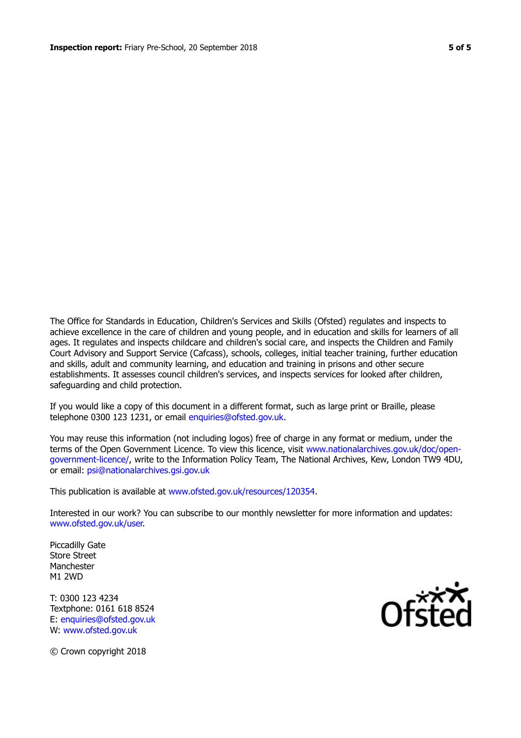The Office for Standards in Education, Children's Services and Skills (Ofsted) regulates and inspects to achieve excellence in the care of children and young people, and in education and skills for learners of all ages. It regulates and inspects childcare and children's social care, and inspects the Children and Family Court Advisory and Support Service (Cafcass), schools, colleges, initial teacher training, further education and skills, adult and community learning, and education and training in prisons and other secure establishments. It assesses council children's services, and inspects services for looked after children, safeguarding and child protection.

If you would like a copy of this document in a different format, such as large print or Braille, please telephone 0300 123 1231, or email enquiries@ofsted.gov.uk.

You may reuse this information (not including logos) free of charge in any format or medium, under the terms of the Open Government Licence. To view this licence, visit www.nationalarchives.gov.uk/doc/open-government-licence/, write to the Information Policy Team, The National Archives, Kew, London TW9 4DU, or email: psi@nationalarchives.gsi.gov.uk

This publication is available at www.ofsted.gov.uk/resources/120354.

Interested in our work? You can subscribe to our monthly newsletter for more information and updates: www.ofsted.gov.uk/user.

Piccadilly Gate  
Store Street  
Manchester  
M1 2WD

T: 0300 123 4234  
Textphone: 0161 618 8524  
E: enquiries@ofsted.gov.uk  
W: www.ofsted.gov.uk

© Crown copyright 2018